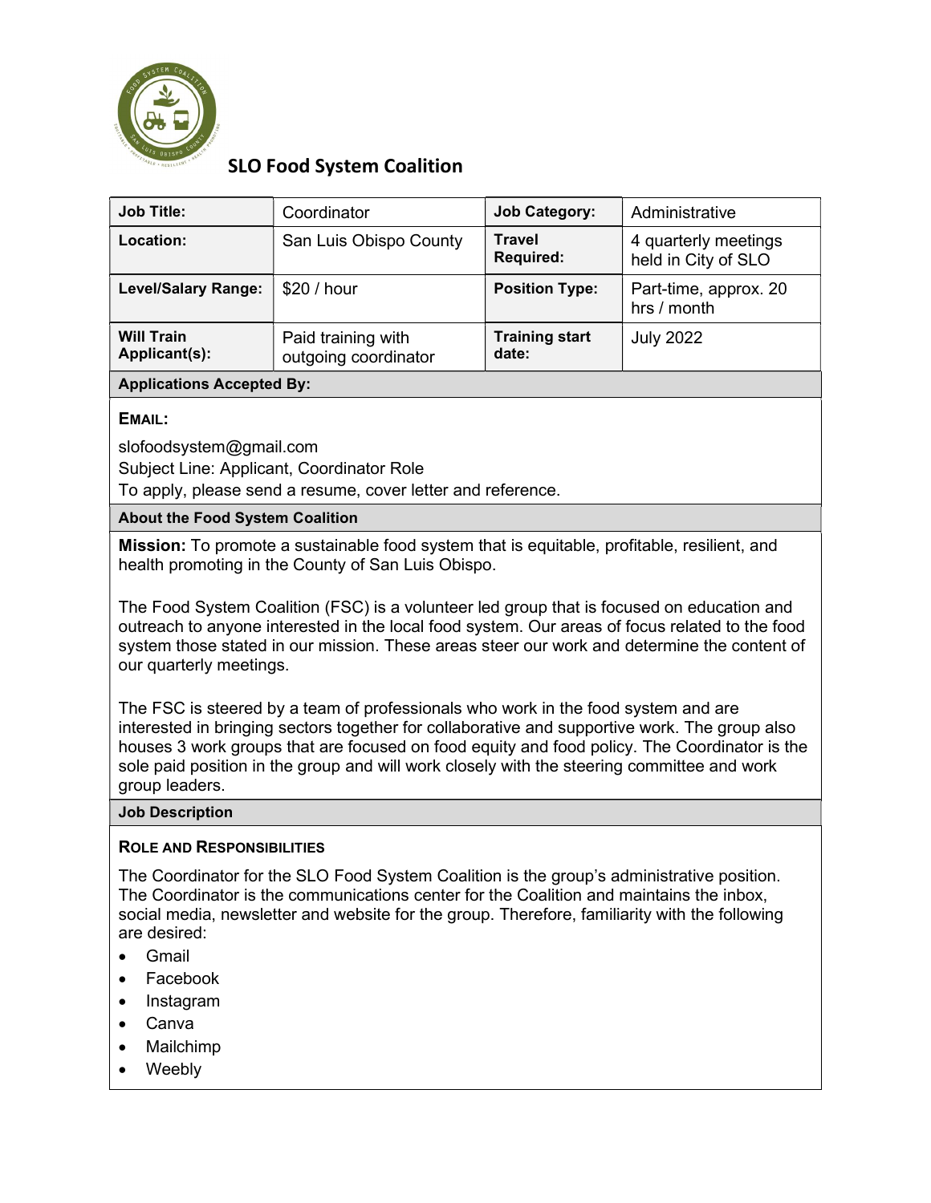# SLO Food System Coalition

| Job Title: | Coordinator | Job Category: | Administrative |
|---|---|---|---|
| Location: | San Luis Obispo County | Travel Required: | 4 quarterly meetings held in City of SLO |
| Level/Salary Range: | $20 / hour | Position Type: | Part-time, approx. 20 hrs / month |
| Will Train Applicant(s): | Paid training with outgoing coordinator | Training start date: | July 2022 |

## Applications Accepted By:

**EMAIL:**

slofoodsystem@gmail.com
Subject Line: Applicant, Coordinator Role
To apply, please send a resume, cover letter and reference.

## About the Food System Coalition

**Mission:** To promote a sustainable food system that is equitable, profitable, resilient, and health promoting in the County of San Luis Obispo.

The Food System Coalition (FSC) is a volunteer led group that is focused on education and outreach to anyone interested in the local food system. Our areas of focus related to the food system those stated in our mission. These areas steer our work and determine the content of our quarterly meetings.

The FSC is steered by a team of professionals who work in the food system and are interested in bringing sectors together for collaborative and supportive work. The group also houses 3 work groups that are focused on food equity and food policy. The Coordinator is the sole paid position in the group and will work closely with the steering committee and work group leaders.

## Job Description

**ROLE AND RESPONSIBILITIES**

The Coordinator for the SLO Food System Coalition is the group's administrative position. The Coordinator is the communications center for the Coalition and maintains the inbox, social media, newsletter and website for the group. Therefore, familiarity with the following are desired:

- Gmail
- Facebook
- Instagram
- Canva
- Mailchimp
- Weebly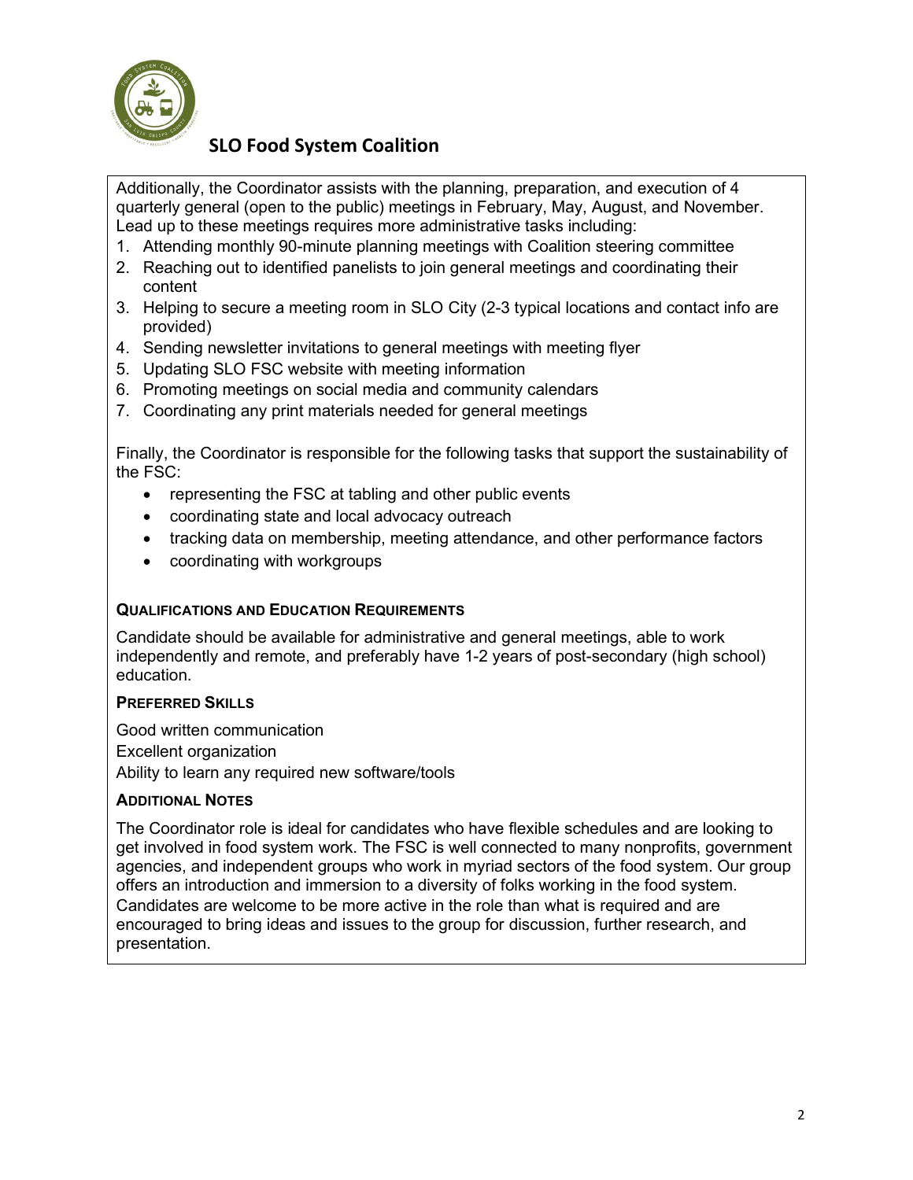## SLO Food System Coalition

Additionally, the Coordinator assists with the planning, preparation, and execution of 4 quarterly general (open to the public) meetings in February, May, August, and November. Lead up to these meetings requires more administrative tasks including:

1. Attending monthly 90-minute planning meetings with Coalition steering committee
2. Reaching out to identified panelists to join general meetings and coordinating their content
3. Helping to secure a meeting room in SLO City (2-3 typical locations and contact info are provided)
4. Sending newsletter invitations to general meetings with meeting flyer
5. Updating SLO FSC website with meeting information
6. Promoting meetings on social media and community calendars
7. Coordinating any print materials needed for general meetings

Finally, the Coordinator is responsible for the following tasks that support the sustainability of the FSC:

- representing the FSC at tabling and other public events
- coordinating state and local advocacy outreach
- tracking data on membership, meeting attendance, and other performance factors
- coordinating with workgroups

### QUALIFICATIONS AND EDUCATION REQUIREMENTS

Candidate should be available for administrative and general meetings, able to work independently and remote, and preferably have 1-2 years of post-secondary (high school) education.

### PREFERRED SKILLS

Good written communication
Excellent organization
Ability to learn any required new software/tools

### ADDITIONAL NOTES

The Coordinator role is ideal for candidates who have flexible schedules and are looking to get involved in food system work. The FSC is well connected to many nonprofits, government agencies, and independent groups who work in myriad sectors of the food system. Our group offers an introduction and immersion to a diversity of folks working in the food system. Candidates are welcome to be more active in the role than what is required and are encouraged to bring ideas and issues to the group for discussion, further research, and presentation.